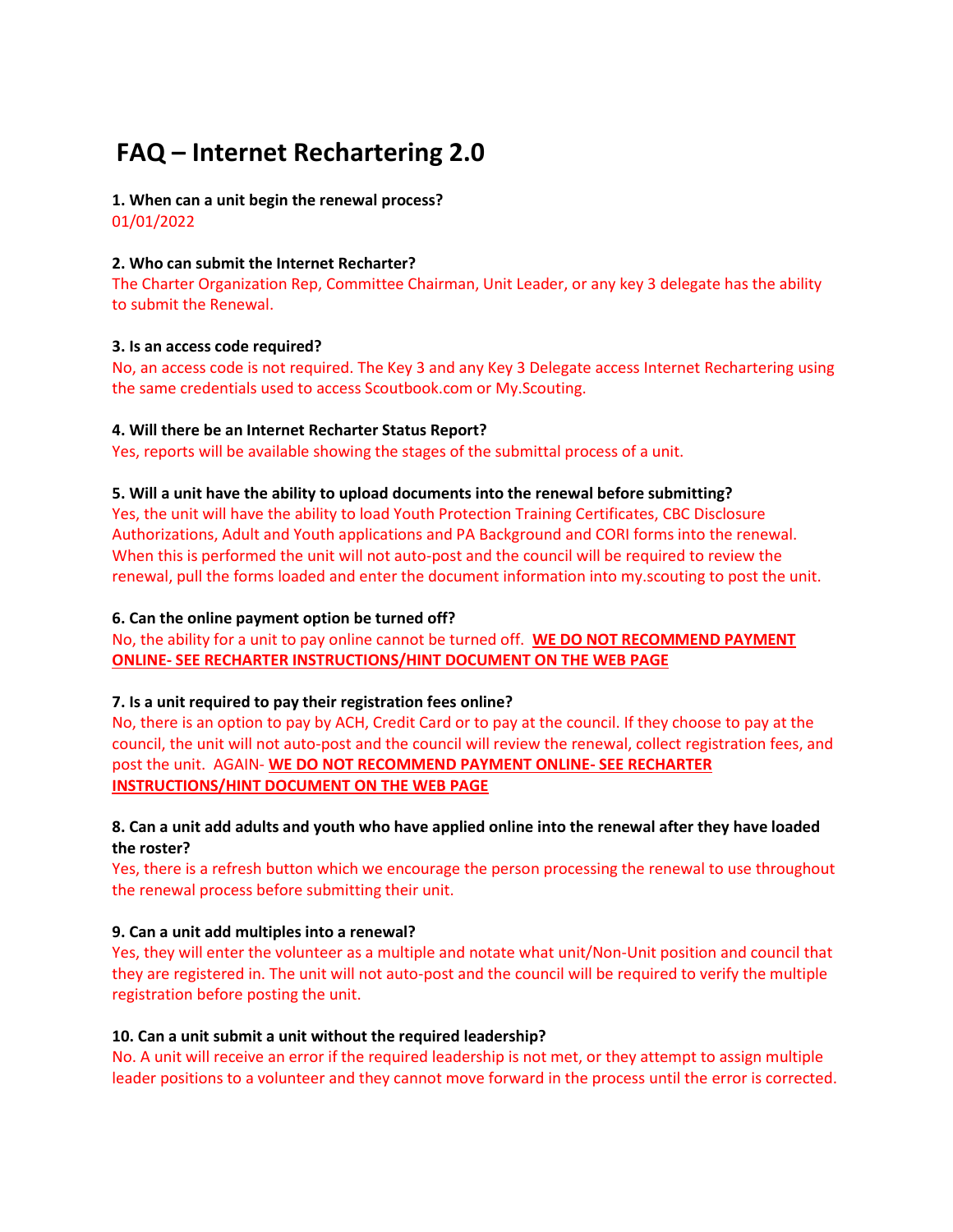# FAQ – Internet Rechartering 2.0

**1. When can a unit begin the renewal process?**

01/01/2022

**2. Who can submit the Internet Recharter?**

The Charter Organization Rep, Committee Chairman, Unit Leader, or any key 3 delegate has the ability to submit the Renewal.

**3. Is an access code required?**

No, an access code is not required. The Key 3 and any Key 3 Delegate access Internet Rechartering using the same credentials used to access Scoutbook.com or My.Scouting.

**4. Will there be an Internet Recharter Status Report?**

Yes, reports will be available showing the stages of the submittal process of a unit.

**5. Will a unit have the ability to upload documents into the renewal before submitting?**

Yes, the unit will have the ability to load Youth Protection Training Certificates, CBC Disclosure Authorizations, Adult and Youth applications and PA Background and CORI forms into the renewal. When this is performed the unit will not auto-post and the council will be required to review the renewal, pull the forms loaded and enter the document information into my.scouting to post the unit.

**6. Can the online payment option be turned off?**

No, the ability for a unit to pay online cannot be turned off. **WE DO NOT RECOMMEND PAYMENT ONLINE- SEE RECHARTER INSTRUCTIONS/HINT DOCUMENT ON THE WEB PAGE**

**7. Is a unit required to pay their registration fees online?**

No, there is an option to pay by ACH, Credit Card or to pay at the council. If they choose to pay at the council, the unit will not auto-post and the council will review the renewal, collect registration fees, and post the unit. AGAIN- **WE DO NOT RECOMMEND PAYMENT ONLINE- SEE RECHARTER INSTRUCTIONS/HINT DOCUMENT ON THE WEB PAGE**

**8. Can a unit add adults and youth who have applied online into the renewal after they have loaded the roster?**

Yes, there is a refresh button which we encourage the person processing the renewal to use throughout the renewal process before submitting their unit.

**9. Can a unit add multiples into a renewal?**

Yes, they will enter the volunteer as a multiple and notate what unit/Non-Unit position and council that they are registered in. The unit will not auto-post and the council will be required to verify the multiple registration before posting the unit.

**10. Can a unit submit a unit without the required leadership?**

No. A unit will receive an error if the required leadership is not met, or they attempt to assign multiple leader positions to a volunteer and they cannot move forward in the process until the error is corrected.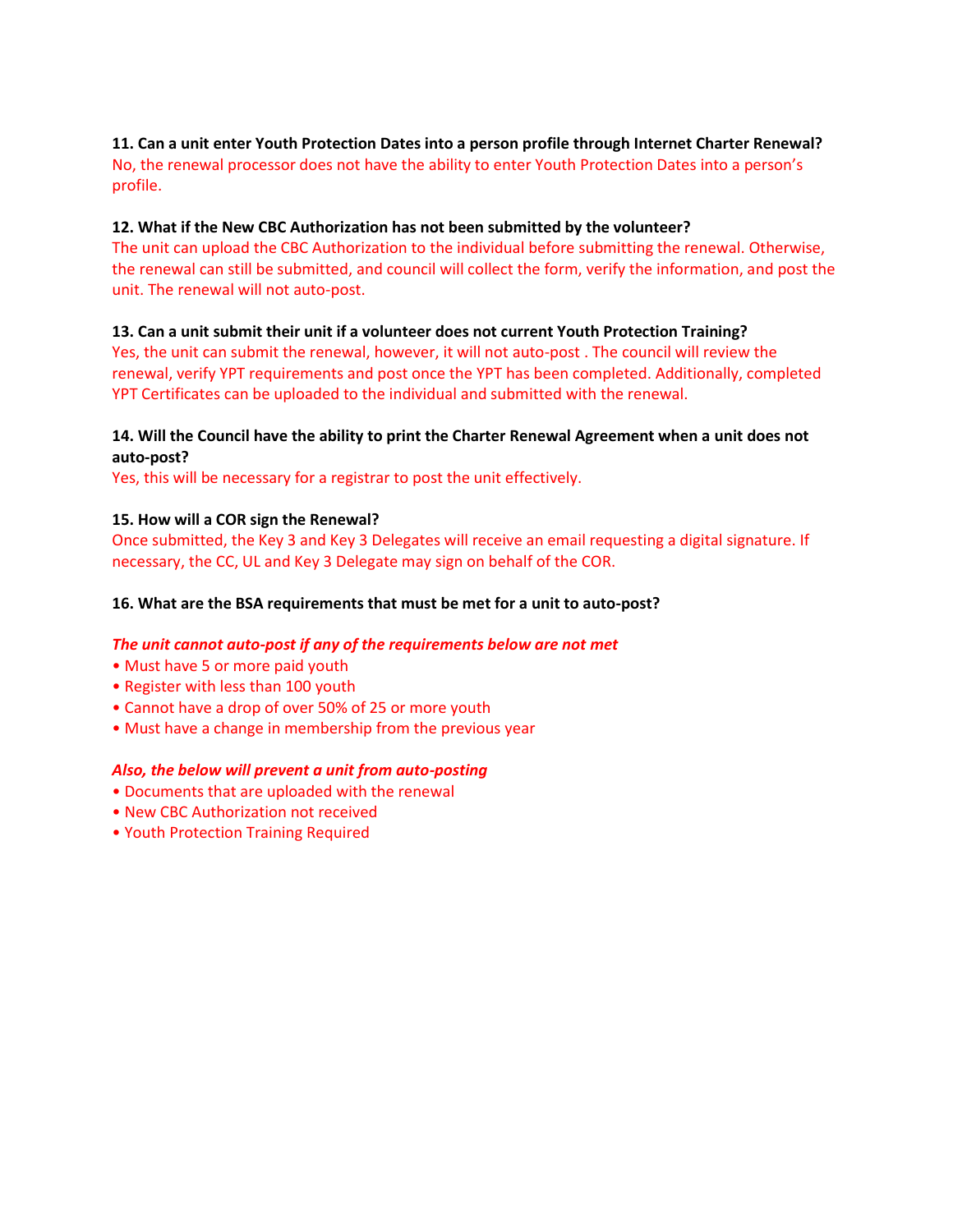**11. Can a unit enter Youth Protection Dates into a person profile through Internet Charter Renewal?**
No, the renewal processor does not have the ability to enter Youth Protection Dates into a person's profile.

**12. What if the New CBC Authorization has not been submitted by the volunteer?**
The unit can upload the CBC Authorization to the individual before submitting the renewal. Otherwise, the renewal can still be submitted, and council will collect the form, verify the information, and post the unit. The renewal will not auto-post.

**13. Can a unit submit their unit if a volunteer does not current Youth Protection Training?**
Yes, the unit can submit the renewal, however, it will not auto-post . The council will review the renewal, verify YPT requirements and post once the YPT has been completed. Additionally, completed YPT Certificates can be uploaded to the individual and submitted with the renewal.

**14. Will the Council have the ability to print the Charter Renewal Agreement when a unit does not auto-post?**
Yes, this will be necessary for a registrar to post the unit effectively.

**15. How will a COR sign the Renewal?**
Once submitted, the Key 3 and Key 3 Delegates will receive an email requesting a digital signature. If necessary, the CC, UL and Key 3 Delegate may sign on behalf of the COR.

**16. What are the BSA requirements that must be met for a unit to auto-post?**

***The unit cannot auto-post if any of the requirements below are not met***

- Must have 5 or more paid youth
- Register with less than 100 youth
- Cannot have a drop of over 50% of 25 or more youth
- Must have a change in membership from the previous year

***Also, the below will prevent a unit from auto-posting***

- Documents that are uploaded with the renewal
- New CBC Authorization not received
- Youth Protection Training Required